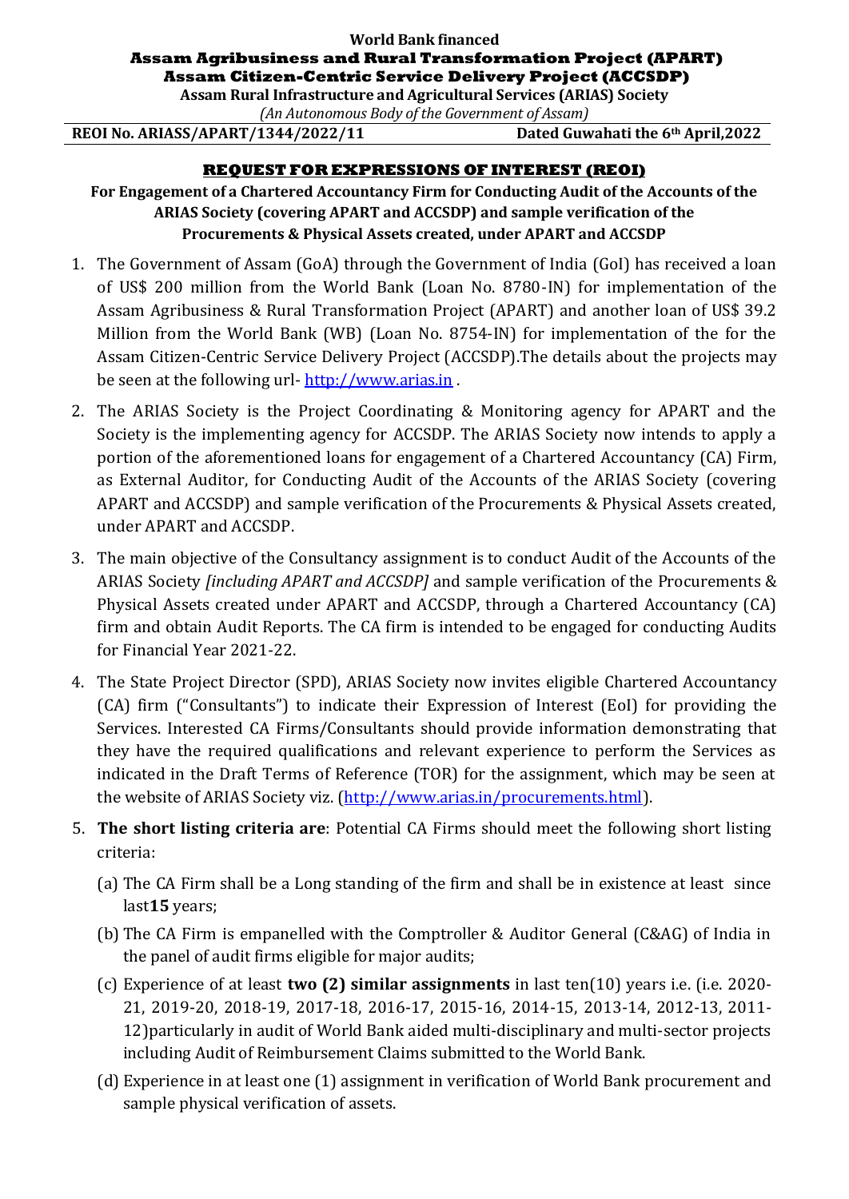**World Bank financed**

**Assam Agribusiness and Rural Transformation Project (APART)**

**Assam Citizen-Centric Service Delivery Project (ACCSDP)**

**Assam Rural Infrastructure and Agricultural Services (ARIAS) Society**

*(An Autonomous Body of the Government of Assam)*

**REOI No. ARIASS/APART/1344/2022/11** **Dated Guwahati the 6th April,2022**

## REQUEST FOR EXPRESSIONS OF INTEREST (REOI)

**For Engagement of a Chartered Accountancy Firm for Conducting Audit of the Accounts of the ARIAS Society (covering APART and ACCSDP) and sample verification of the Procurements & Physical Assets created, under APART and ACCSDP**

1. The Government of Assam (GoA) through the Government of India (GoI) has received a loan of US$ 200 million from the World Bank (Loan No. 8780-IN) for implementation of the Assam Agribusiness & Rural Transformation Project (APART) and another loan of US$ 39.2 Million from the World Bank (WB) (Loan No. 8754-IN) for implementation of the for the Assam Citizen-Centric Service Delivery Project (ACCSDP).The details about the projects may be seen at the following url- http://www.arias.in .

2. The ARIAS Society is the Project Coordinating & Monitoring agency for APART and the Society is the implementing agency for ACCSDP. The ARIAS Society now intends to apply a portion of the aforementioned loans for engagement of a Chartered Accountancy (CA) Firm, as External Auditor, for Conducting Audit of the Accounts of the ARIAS Society (covering APART and ACCSDP) and sample verification of the Procurements & Physical Assets created, under APART and ACCSDP.

3. The main objective of the Consultancy assignment is to conduct Audit of the Accounts of the ARIAS Society *[including APART and ACCSDP]* and sample verification of the Procurements & Physical Assets created under APART and ACCSDP, through a Chartered Accountancy (CA) firm and obtain Audit Reports. The CA firm is intended to be engaged for conducting Audits for Financial Year 2021-22.

4. The State Project Director (SPD), ARIAS Society now invites eligible Chartered Accountancy (CA) firm ("Consultants") to indicate their Expression of Interest (EoI) for providing the Services. Interested CA Firms/Consultants should provide information demonstrating that they have the required qualifications and relevant experience to perform the Services as indicated in the Draft Terms of Reference (TOR) for the assignment, which may be seen at the website of ARIAS Society viz. (http://www.arias.in/procurements.html).

5. **The short listing criteria are**: Potential CA Firms should meet the following short listing criteria:

   (a) The CA Firm shall be a Long standing of the firm and shall be in existence at least since last**15** years;

   (b) The CA Firm is empanelled with the Comptroller & Auditor General (C&AG) of India in the panel of audit firms eligible for major audits;

   (c) Experience of at least **two (2) similar assignments** in last ten(10) years i.e. (i.e. 2020-21, 2019-20, 2018-19, 2017-18, 2016-17, 2015-16, 2014-15, 2013-14, 2012-13, 2011-12)particularly in audit of World Bank aided multi-disciplinary and multi-sector projects including Audit of Reimbursement Claims submitted to the World Bank.

   (d) Experience in at least one (1) assignment in verification of World Bank procurement and sample physical verification of assets.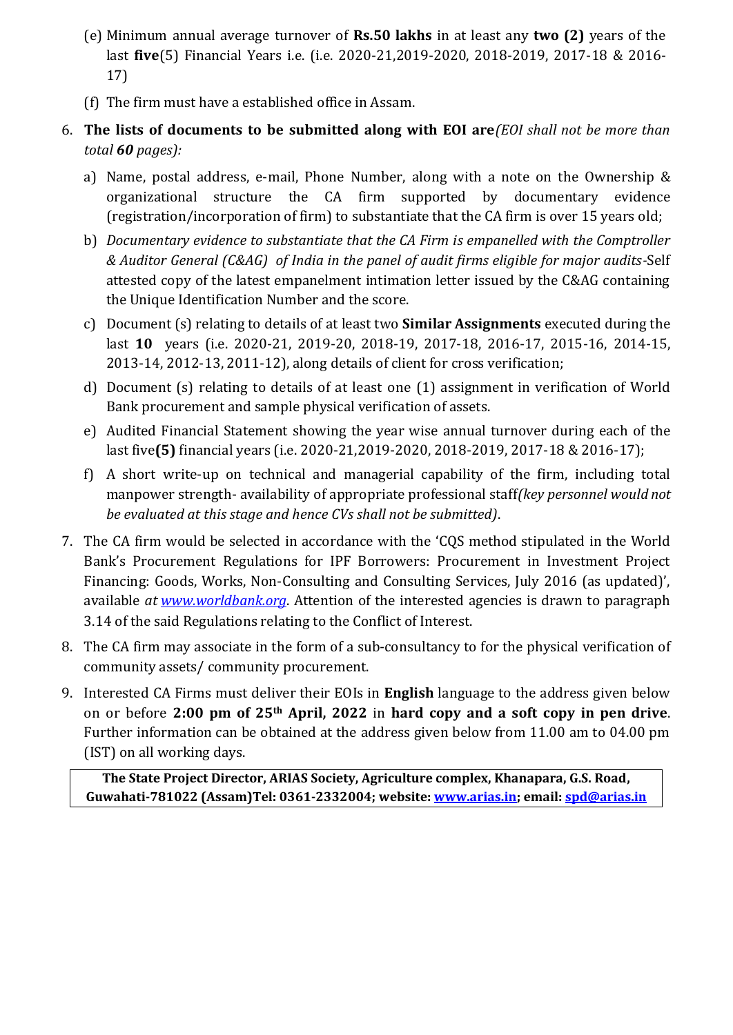(e) Minimum annual average turnover of **Rs.50 lakhs** in at least any **two (2)** years of the last **five**(5) Financial Years i.e. (i.e. 2020-21,2019-2020, 2018-2019, 2017-18 & 2016-17)

(f) The firm must have a established office in Assam.

6. **The lists of documents to be submitted along with EOI are***(EOI shall not be more than total **60** pages):*

   a) Name, postal address, e-mail, Phone Number, along with a note on the Ownership & organizational structure the CA firm supported by documentary evidence (registration/incorporation of firm) to substantiate that the CA firm is over 15 years old;

   b) *Documentary evidence to substantiate that the CA Firm is empanelled with the Comptroller & Auditor General (C&AG) of India in the panel of audit firms eligible for major audits*-Self attested copy of the latest empanelment intimation letter issued by the C&AG containing the Unique Identification Number and the score.

   c) Document (s) relating to details of at least two **Similar Assignments** executed during the last **10** years (i.e. 2020-21, 2019-20, 2018-19, 2017-18, 2016-17, 2015-16, 2014-15, 2013-14, 2012-13, 2011-12), along details of client for cross verification;

   d) Document (s) relating to details of at least one (1) assignment in verification of World Bank procurement and sample physical verification of assets.

   e) Audited Financial Statement showing the year wise annual turnover during each of the last five**(5)** financial years (i.e. 2020-21,2019-2020, 2018-2019, 2017-18 & 2016-17);

   f) A short write-up on technical and managerial capability of the firm, including total manpower strength- availability of appropriate professional staff*(key personnel would not be evaluated at this stage and hence CVs shall not be submitted)*.

7. The CA firm would be selected in accordance with the 'CQS method stipulated in the World Bank's Procurement Regulations for IPF Borrowers: Procurement in Investment Project Financing: Goods, Works, Non-Consulting and Consulting Services, July 2016 (as updated)', available *at [www.worldbank.org](http://www.worldbank.org)*. Attention of the interested agencies is drawn to paragraph 3.14 of the said Regulations relating to the Conflict of Interest.

8. The CA firm may associate in the form of a sub-consultancy to for the physical verification of community assets/ community procurement.

9. Interested CA Firms must deliver their EOIs in **English** language to the address given below on or before **2:00 pm of 25th April, 2022** in **hard copy and a soft copy in pen drive**. Further information can be obtained at the address given below from 11.00 am to 04.00 pm (IST) on all working days.

**The State Project Director, ARIAS Society, Agriculture complex, Khanapara, G.S. Road, Guwahati-781022 (Assam)Tel: 0361-2332004; website: [www.arias.in](http://www.arias.in); email: [spd@arias.in](mailto:spd@arias.in)**